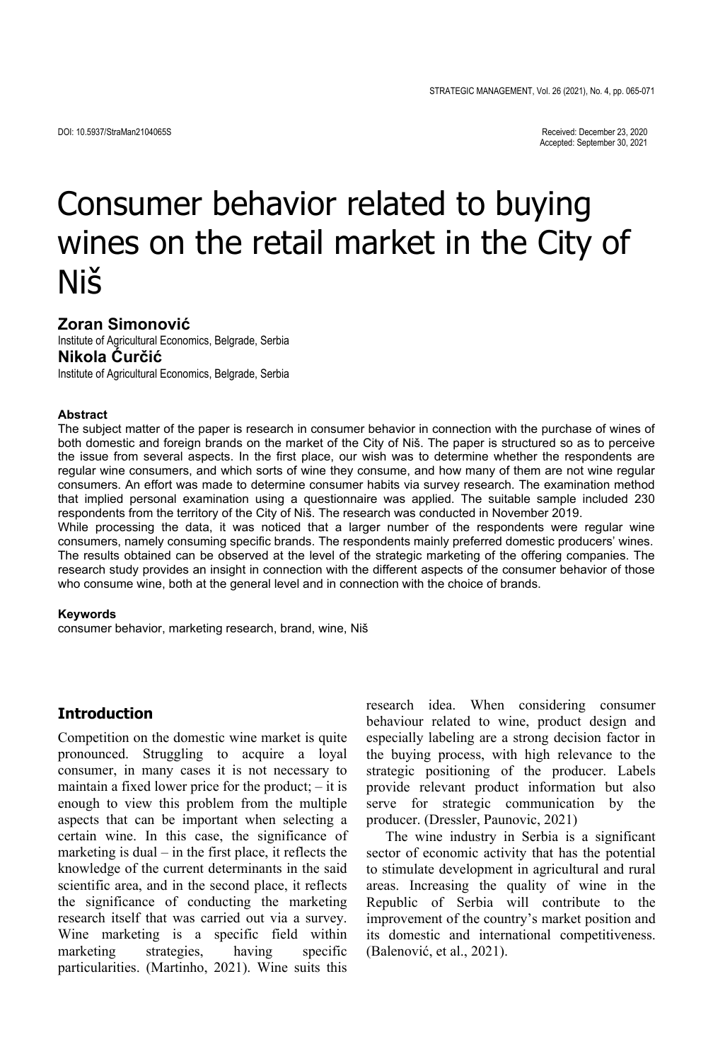DOI: 10.5937/StraMan2104065S

Received: December 23, 2020
Accepted: September 30, 2021

# Consumer behavior related to buying wines on the retail market in the City of Niš

**Zoran Simonović**
Institute of Agricultural Economics, Belgrade, Serbia
**Nikola Ćurčić**
Institute of Agricultural Economics, Belgrade, Serbia

### Abstract

The subject matter of the paper is research in consumer behavior in connection with the purchase of wines of both domestic and foreign brands on the market of the City of Niš. The paper is structured so as to perceive the issue from several aspects. In the first place, our wish was to determine whether the respondents are regular wine consumers, and which sorts of wine they consume, and how many of them are not wine regular consumers. An effort was made to determine consumer habits via survey research. The examination method that implied personal examination using a questionnaire was applied. The suitable sample included 230 respondents from the territory of the City of Niš. The research was conducted in November 2019.

While processing the data, it was noticed that a larger number of the respondents were regular wine consumers, namely consuming specific brands. The respondents mainly preferred domestic producers' wines. The results obtained can be observed at the level of the strategic marketing of the offering companies. The research study provides an insight in connection with the different aspects of the consumer behavior of those who consume wine, both at the general level and in connection with the choice of brands.

### Keywords

consumer behavior, marketing research, brand, wine, Niš

## Introduction

Competition on the domestic wine market is quite pronounced. Struggling to acquire a loyal consumer, in many cases it is not necessary to maintain a fixed lower price for the product; – it is enough to view this problem from the multiple aspects that can be important when selecting a certain wine. In this case, the significance of marketing is dual – in the first place, it reflects the knowledge of the current determinants in the said scientific area, and in the second place, it reflects the significance of conducting the marketing research itself that was carried out via a survey. Wine marketing is a specific field within marketing strategies, having specific particularities. (Martinho, 2021). Wine suits this research idea. When considering consumer behaviour related to wine, product design and especially labeling are a strong decision factor in the buying process, with high relevance to the strategic positioning of the producer. Labels provide relevant product information but also serve for strategic communication by the producer. (Dressler, Paunovic, 2021)

The wine industry in Serbia is a significant sector of economic activity that has the potential to stimulate development in agricultural and rural areas. Increasing the quality of wine in the Republic of Serbia will contribute to the improvement of the country's market position and its domestic and international competitiveness. (Balenović, et al., 2021).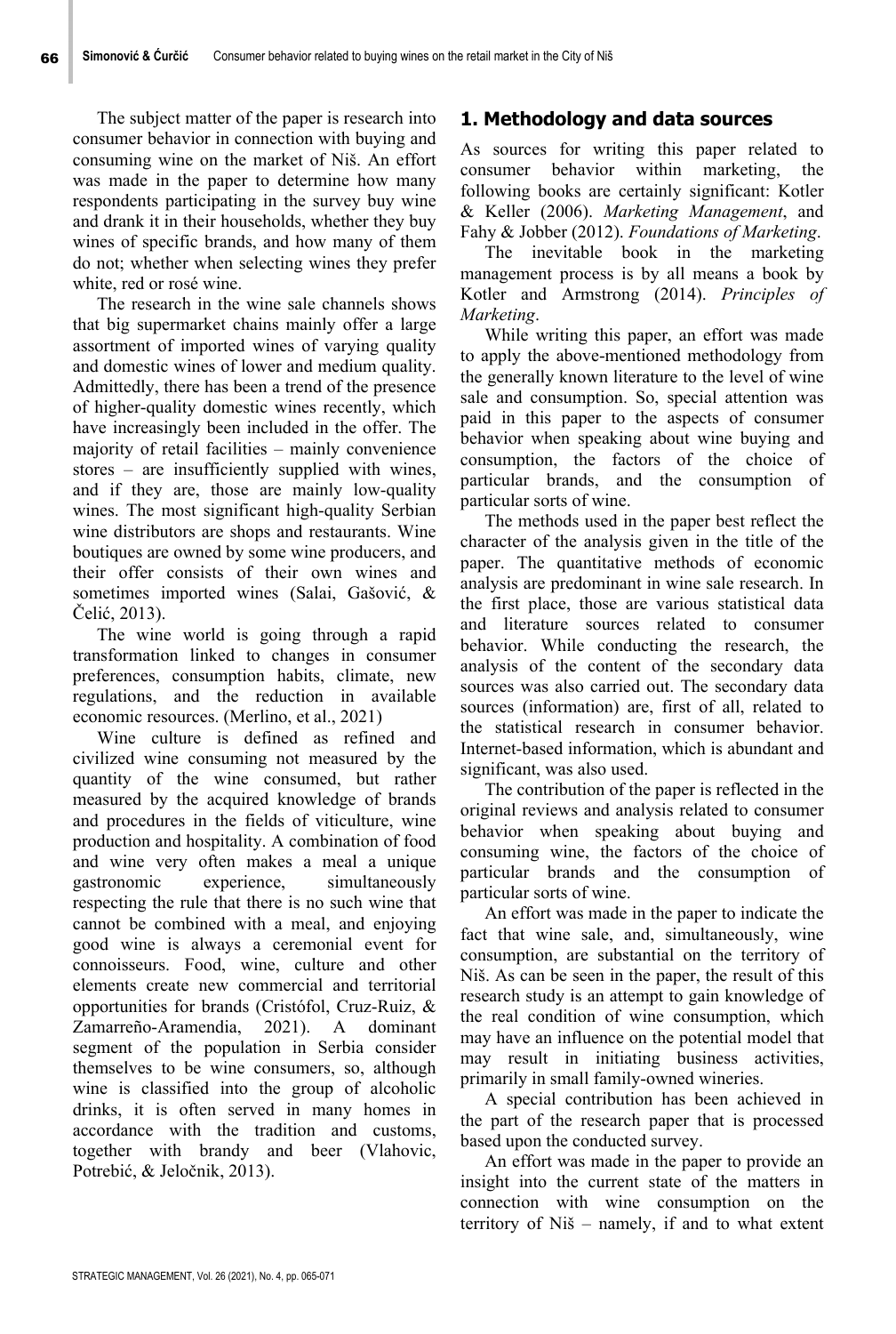The subject matter of the paper is research into consumer behavior in connection with buying and consuming wine on the market of Niš. An effort was made in the paper to determine how many respondents participating in the survey buy wine and drank it in their households, whether they buy wines of specific brands, and how many of them do not; whether when selecting wines they prefer white, red or rosé wine.

The research in the wine sale channels shows that big supermarket chains mainly offer a large assortment of imported wines of varying quality and domestic wines of lower and medium quality. Admittedly, there has been a trend of the presence of higher-quality domestic wines recently, which have increasingly been included in the offer. The majority of retail facilities – mainly convenience stores – are insufficiently supplied with wines, and if they are, those are mainly low-quality wines. The most significant high-quality Serbian wine distributors are shops and restaurants. Wine boutiques are owned by some wine producers, and their offer consists of their own wines and sometimes imported wines (Salai, Gašović, & Čelić, 2013).

The wine world is going through a rapid transformation linked to changes in consumer preferences, consumption habits, climate, new regulations, and the reduction in available economic resources. (Merlino, et al., 2021)

Wine culture is defined as refined and civilized wine consuming not measured by the quantity of the wine consumed, but rather measured by the acquired knowledge of brands and procedures in the fields of viticulture, wine production and hospitality. A combination of food and wine very often makes a meal a unique gastronomic experience, simultaneously respecting the rule that there is no such wine that cannot be combined with a meal, and enjoying good wine is always a ceremonial event for connoisseurs. Food, wine, culture and other elements create new commercial and territorial opportunities for brands (Cristófol, Cruz-Ruiz, & Zamarreño-Aramendia, 2021). A dominant segment of the population in Serbia consider themselves to be wine consumers, so, although wine is classified into the group of alcoholic drinks, it is often served in many homes in accordance with the tradition and customs, together with brandy and beer (Vlahovic, Potrebić, & Jeločnik, 2013).

## 1. Methodology and data sources

As sources for writing this paper related to consumer behavior within marketing, the following books are certainly significant: Kotler & Keller (2006). *Marketing Management*, and Fahy & Jobber (2012). *Foundations of Marketing*.

The inevitable book in the marketing management process is by all means a book by Kotler and Armstrong (2014). *Principles of Marketing*.

While writing this paper, an effort was made to apply the above-mentioned methodology from the generally known literature to the level of wine sale and consumption. So, special attention was paid in this paper to the aspects of consumer behavior when speaking about wine buying and consumption, the factors of the choice of particular brands, and the consumption of particular sorts of wine.

The methods used in the paper best reflect the character of the analysis given in the title of the paper. The quantitative methods of economic analysis are predominant in wine sale research. In the first place, those are various statistical data and literature sources related to consumer behavior. While conducting the research, the analysis of the content of the secondary data sources was also carried out. The secondary data sources (information) are, first of all, related to the statistical research in consumer behavior. Internet-based information, which is abundant and significant, was also used.

The contribution of the paper is reflected in the original reviews and analysis related to consumer behavior when speaking about buying and consuming wine, the factors of the choice of particular brands and the consumption of particular sorts of wine.

An effort was made in the paper to indicate the fact that wine sale, and, simultaneously, wine consumption, are substantial on the territory of Niš. As can be seen in the paper, the result of this research study is an attempt to gain knowledge of the real condition of wine consumption, which may have an influence on the potential model that may result in initiating business activities, primarily in small family-owned wineries.

A special contribution has been achieved in the part of the research paper that is processed based upon the conducted survey.

An effort was made in the paper to provide an insight into the current state of the matters in connection with wine consumption on the territory of Niš – namely, if and to what extent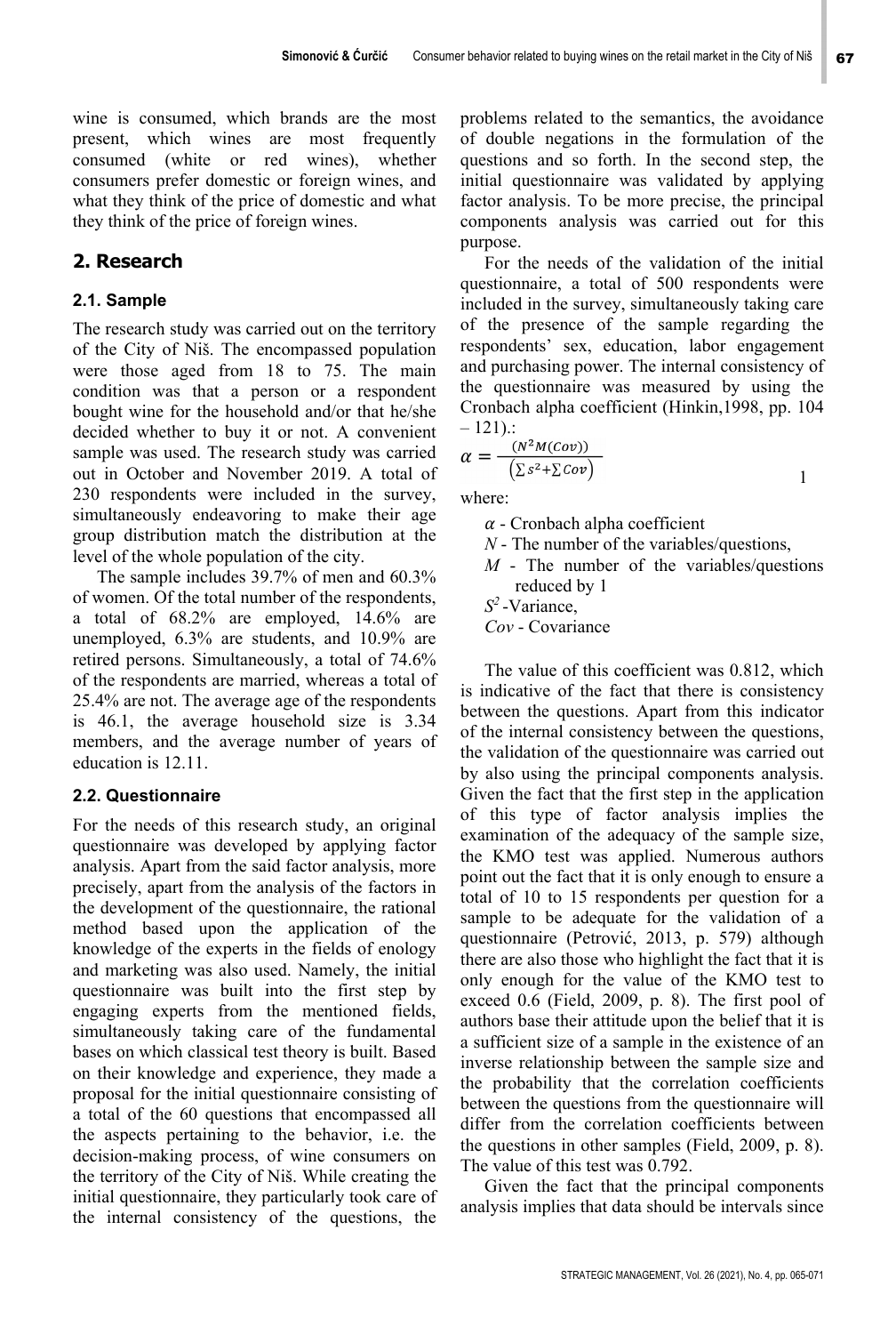wine is consumed, which brands are the most present, which wines are most frequently consumed (white or red wines), whether consumers prefer domestic or foreign wines, and what they think of the price of domestic and what they think of the price of foreign wines.

## 2. Research

### 2.1. Sample

The research study was carried out on the territory of the City of Niš. The encompassed population were those aged from 18 to 75. The main condition was that a person or a respondent bought wine for the household and/or that he/she decided whether to buy it or not. A convenient sample was used. The research study was carried out in October and November 2019. A total of 230 respondents were included in the survey, simultaneously endeavoring to make their age group distribution match the distribution at the level of the whole population of the city.

The sample includes 39.7% of men and 60.3% of women. Of the total number of the respondents, a total of 68.2% are employed, 14.6% are unemployed, 6.3% are students, and 10.9% are retired persons. Simultaneously, a total of 74.6% of the respondents are married, whereas a total of 25.4% are not. The average age of the respondents is 46.1, the average household size is 3.34 members, and the average number of years of education is 12.11.

### 2.2. Questionnaire

For the needs of this research study, an original questionnaire was developed by applying factor analysis. Apart from the said factor analysis, more precisely, apart from the analysis of the factors in the development of the questionnaire, the rational method based upon the application of the knowledge of the experts in the fields of enology and marketing was also used. Namely, the initial questionnaire was built into the first step by engaging experts from the mentioned fields, simultaneously taking care of the fundamental bases on which classical test theory is built. Based on their knowledge and experience, they made a proposal for the initial questionnaire consisting of a total of the 60 questions that encompassed all the aspects pertaining to the behavior, i.e. the decision-making process, of wine consumers on the territory of the City of Niš. While creating the initial questionnaire, they particularly took care of the internal consistency of the questions, the problems related to the semantics, the avoidance of double negations in the formulation of the questions and so forth. In the second step, the initial questionnaire was validated by applying factor analysis. To be more precise, the principal components analysis was carried out for this purpose.

For the needs of the validation of the initial questionnaire, a total of 500 respondents were included in the survey, simultaneously taking care of the presence of the sample regarding the respondents' sex, education, labor engagement and purchasing power. The internal consistency of the questionnaire was measured by using the Cronbach alpha coefficient (Hinkin,1998, pp. 104 – 121).:

$$\alpha = \frac{(N^2 M(Cov))}{\left(\sum s^2 + \sum Cov\right)} \quad (1)$$

where:

- $\alpha$ - Cronbach alpha coefficient
- $N$ - The number of the variables/questions,
- $M$ - The number of the variables/questions reduced by 1
- $S^2$ -Variance,
- $Cov$ - Covariance

The value of this coefficient was 0.812, which is indicative of the fact that there is consistency between the questions. Apart from this indicator of the internal consistency between the questions, the validation of the questionnaire was carried out by also using the principal components analysis. Given the fact that the first step in the application of this type of factor analysis implies the examination of the adequacy of the sample size, the KMO test was applied. Numerous authors point out the fact that it is only enough to ensure a total of 10 to 15 respondents per question for a sample to be adequate for the validation of a questionnaire (Petrović, 2013, p. 579) although there are also those who highlight the fact that it is only enough for the value of the KMO test to exceed 0.6 (Field, 2009, p. 8). The first pool of authors base their attitude upon the belief that it is a sufficient size of a sample in the existence of an inverse relationship between the sample size and the probability that the correlation coefficients between the questions from the questionnaire will differ from the correlation coefficients between the questions in other samples (Field, 2009, p. 8). The value of this test was 0.792.

Given the fact that the principal components analysis implies that data should be intervals since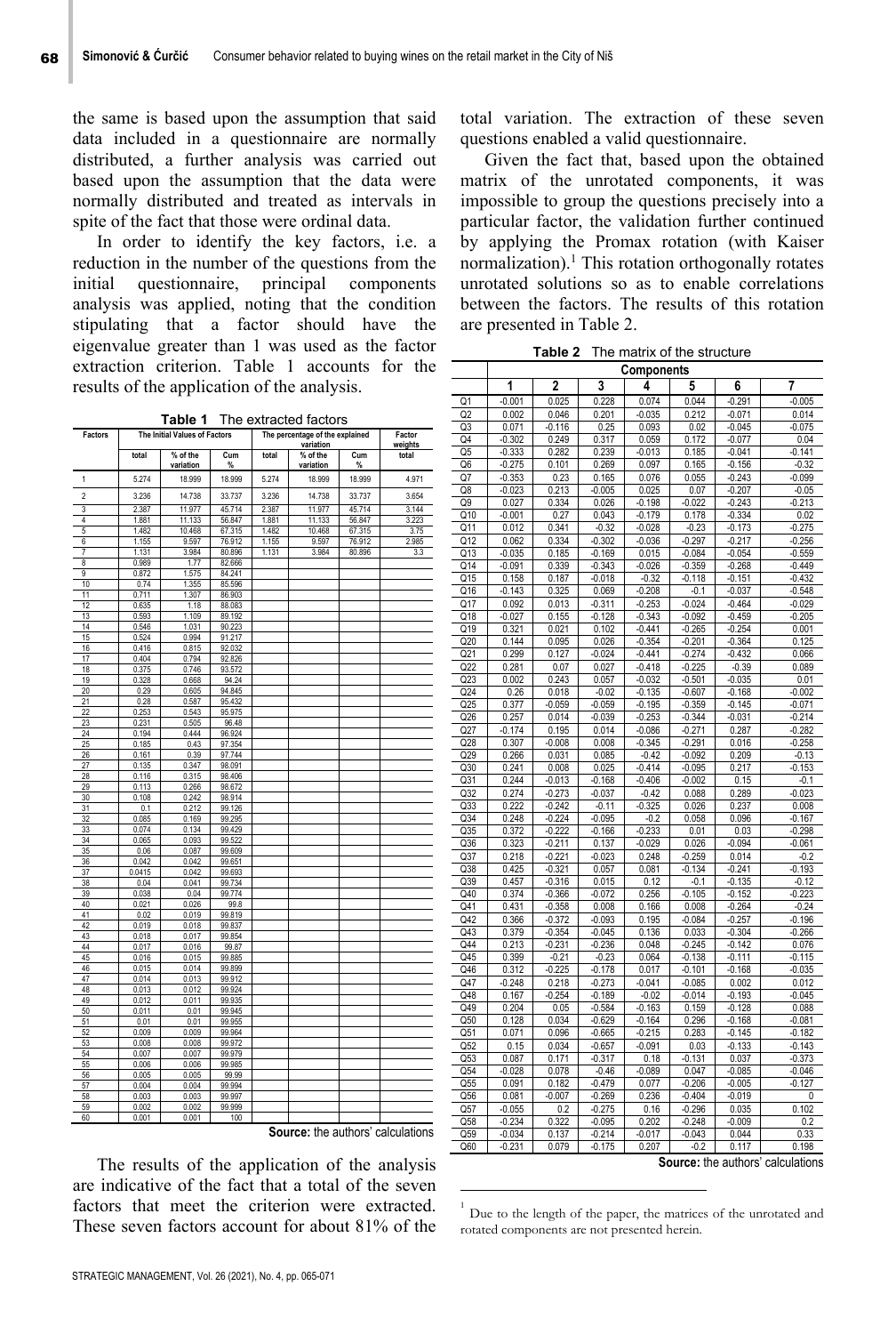the same is based upon the assumption that said data included in a questionnaire are normally distributed, a further analysis was carried out based upon the assumption that the data were normally distributed and treated as intervals in spite of the fact that those were ordinal data.

In order to identify the key factors, i.e. a reduction in the number of the questions from the initial questionnaire, principal components analysis was applied, noting that the condition stipulating that a factor should have the eigenvalue greater than 1 was used as the factor extraction criterion. Table 1 accounts for the results of the application of the analysis.

**Table 1** The extracted factors

| Factors | The Initial Values of Factors | | | The percentage of the explained variation | | | Factor weights |
|---|---|---|---|---|---|---|---|
| | total | % of the variation | Cum % | total | % of the variation | Cum % | total |
| 1 | 5.274 | 18.999 | 18.999 | 5.274 | 18.999 | 18.999 | 4.971 |
| 2 | 3.236 | 14.738 | 33.737 | 3.236 | 14.738 | 33.737 | 3.654 |
| 3 | 2.387 | 11.977 | 45.714 | 2.387 | 11.977 | 45.714 | 3.144 |
| 4 | 1.881 | 11.133 | 56.847 | 1.881 | 11.133 | 56.847 | 3.223 |
| 5 | 1.482 | 10.468 | 67.315 | 1.482 | 10.468 | 67.315 | 3.75 |
| 6 | 1.155 | 9.597 | 76.912 | 1.155 | 9.597 | 76.912 | 2.985 |
| 7 | 1.131 | 3.984 | 80.896 | 1.131 | 3.984 | 80.896 | 3.3 |
| 8 | 0.989 | 1.77 | 82.666 | | | | |
| 9 | 0.872 | 1.575 | 84.241 | | | | |
| 10 | 0.74 | 1.355 | 85.596 | | | | |
| 11 | 0.711 | 1.307 | 86.903 | | | | |
| 12 | 0.635 | 1.18 | 88.083 | | | | |
| 13 | 0.593 | 1.109 | 89.192 | | | | |
| 14 | 0.546 | 1.031 | 90.223 | | | | |
| 15 | 0.524 | 0.994 | 91.217 | | | | |
| 16 | 0.416 | 0.815 | 92.032 | | | | |
| 17 | 0.404 | 0.794 | 92.826 | | | | |
| 18 | 0.375 | 0.746 | 93.572 | | | | |
| 19 | 0.328 | 0.668 | 94.24 | | | | |
| 20 | 0.29 | 0.605 | 94.845 | | | | |
| 21 | 0.28 | 0.587 | 95.432 | | | | |
| 22 | 0.253 | 0.543 | 95.975 | | | | |
| 23 | 0.231 | 0.505 | 96.48 | | | | |
| 24 | 0.194 | 0.444 | 96.924 | | | | |
| 25 | 0.185 | 0.43 | 97.354 | | | | |
| 26 | 0.161 | 0.39 | 97.744 | | | | |
| 27 | 0.135 | 0.347 | 98.091 | | | | |
| 28 | 0.116 | 0.315 | 98.406 | | | | |
| 29 | 0.113 | 0.266 | 98.672 | | | | |
| 30 | 0.108 | 0.242 | 98.914 | | | | |
| 31 | 0.1 | 0.212 | 99.126 | | | | |
| 32 | 0.085 | 0.169 | 99.295 | | | | |
| 33 | 0.074 | 0.134 | 99.429 | | | | |
| 34 | 0.065 | 0.093 | 99.522 | | | | |
| 35 | 0.06 | 0.087 | 99.609 | | | | |
| 36 | 0.042 | 0.042 | 99.651 | | | | |
| 37 | 0.0415 | 0.042 | 99.693 | | | | |
| 38 | 0.04 | 0.041 | 99.734 | | | | |
| 39 | 0.038 | 0.04 | 99.774 | | | | |
| 40 | 0.021 | 0.026 | 99.8 | | | | |
| 41 | 0.02 | 0.019 | 99.819 | | | | |
| 42 | 0.019 | 0.018 | 99.837 | | | | |
| 43 | 0.018 | 0.017 | 99.854 | | | | |
| 44 | 0.017 | 0.016 | 99.87 | | | | |
| 45 | 0.016 | 0.015 | 99.885 | | | | |
| 46 | 0.015 | 0.014 | 99.899 | | | | |
| 47 | 0.014 | 0.013 | 99.912 | | | | |
| 48 | 0.013 | 0.012 | 99.924 | | | | |
| 49 | 0.012 | 0.011 | 99.935 | | | | |
| 50 | 0.011 | 0.01 | 99.945 | | | | |
| 51 | 0.01 | 0.01 | 99.955 | | | | |
| 52 | 0.009 | 0.009 | 99.964 | | | | |
| 53 | 0.008 | 0.008 | 99.972 | | | | |
| 54 | 0.007 | 0.007 | 99.979 | | | | |
| 55 | 0.006 | 0.006 | 99.985 | | | | |
| 56 | 0.005 | 0.005 | 99.99 | | | | |
| 57 | 0.004 | 0.004 | 99.994 | | | | |
| 58 | 0.003 | 0.003 | 99.997 | | | | |
| 59 | 0.002 | 0.002 | 99.999 | | | | |
| 60 | 0.001 | 0.001 | 100 | | | | |

**Source:** the authors' calculations

The results of the application of the analysis are indicative of the fact that a total of the seven factors that meet the criterion were extracted. These seven factors account for about 81% of the total variation. The extraction of these seven questions enabled a valid questionnaire.

Given the fact that, based upon the obtained matrix of the unrotated components, it was impossible to group the questions precisely into a particular factor, the validation further continued by applying the Promax rotation (with Kaiser normalization).[1] This rotation orthogonally rotates unrotated solutions so as to enable correlations between the factors. The results of this rotation are presented in Table 2.

**Table 2** The matrix of the structure

| | Components | | | | | | |
|---|---|---|---|---|---|---|---|
| | 1 | 2 | 3 | 4 | 5 | 6 | 7 |
| Q1 | -0.001 | 0.025 | 0.228 | 0.074 | 0.044 | -0.291 | -0.005 |
| Q2 | 0.002 | 0.046 | 0.201 | -0.035 | 0.212 | -0.071 | 0.014 |
| Q3 | 0.071 | -0.116 | 0.25 | 0.093 | 0.02 | -0.045 | -0.075 |
| Q4 | -0.302 | 0.249 | 0.317 | 0.059 | 0.172 | -0.077 | 0.04 |
| Q5 | -0.333 | 0.282 | 0.239 | -0.013 | 0.185 | -0.041 | -0.141 |
| Q6 | -0.275 | 0.101 | 0.269 | 0.097 | 0.165 | -0.156 | -0.32 |
| Q7 | -0.353 | 0.23 | 0.165 | 0.076 | 0.055 | -0.243 | -0.099 |
| Q8 | -0.023 | 0.213 | -0.005 | 0.025 | 0.07 | -0.207 | -0.05 |
| Q9 | 0.027 | 0.334 | 0.026 | -0.198 | -0.022 | -0.243 | -0.213 |
| Q10 | -0.001 | 0.27 | 0.043 | -0.179 | 0.178 | -0.334 | 0.02 |
| Q11 | 0.012 | 0.341 | -0.32 | -0.028 | -0.23 | -0.173 | -0.275 |
| Q12 | 0.062 | 0.334 | -0.302 | -0.036 | -0.297 | -0.217 | -0.256 |
| Q13 | -0.035 | 0.185 | -0.169 | 0.015 | -0.084 | -0.054 | -0.559 |
| Q14 | -0.091 | 0.339 | -0.343 | -0.026 | -0.359 | -0.268 | -0.449 |
| Q15 | 0.158 | 0.187 | -0.018 | -0.32 | -0.118 | -0.151 | -0.432 |
| Q16 | -0.143 | 0.325 | 0.069 | -0.208 | -0.1 | -0.037 | -0.548 |
| Q17 | 0.092 | 0.013 | -0.311 | -0.253 | -0.024 | -0.464 | -0.029 |
| Q18 | -0.027 | 0.155 | -0.128 | -0.343 | -0.092 | -0.459 | -0.205 |
| Q19 | 0.321 | 0.021 | 0.102 | -0.441 | -0.265 | -0.254 | 0.001 |
| Q20 | 0.144 | 0.095 | 0.026 | -0.354 | -0.201 | -0.364 | 0.125 |
| Q21 | 0.299 | 0.127 | -0.024 | -0.441 | -0.274 | -0.432 | 0.066 |
| Q22 | 0.281 | 0.07 | 0.027 | -0.418 | -0.225 | -0.39 | 0.089 |
| Q23 | 0.002 | 0.243 | 0.057 | -0.032 | -0.501 | -0.035 | 0.01 |
| Q24 | 0.26 | 0.018 | -0.02 | -0.135 | -0.607 | -0.168 | -0.002 |
| Q25 | 0.377 | -0.059 | -0.059 | -0.195 | -0.359 | -0.145 | -0.071 |
| Q26 | 0.257 | 0.014 | -0.039 | -0.253 | -0.344 | -0.031 | -0.214 |
| Q27 | -0.174 | 0.195 | 0.014 | -0.086 | -0.271 | 0.287 | -0.282 |
| Q28 | 0.307 | -0.008 | 0.008 | -0.345 | -0.291 | 0.016 | -0.258 |
| Q29 | 0.266 | 0.031 | 0.085 | -0.42 | -0.092 | 0.209 | -0.13 |
| Q30 | 0.241 | 0.008 | 0.025 | -0.414 | -0.095 | 0.217 | -0.153 |
| Q31 | 0.244 | -0.013 | -0.168 | -0.406 | -0.002 | 0.15 | -0.1 |
| Q32 | 0.274 | -0.273 | -0.037 | -0.42 | 0.088 | 0.289 | -0.023 |
| Q33 | 0.222 | -0.242 | -0.11 | -0.325 | 0.026 | 0.237 | 0.008 |
| Q34 | 0.248 | -0.224 | -0.095 | -0.2 | 0.058 | 0.096 | -0.167 |
| Q35 | 0.372 | -0.222 | -0.166 | -0.233 | 0.01 | 0.03 | -0.298 |
| Q36 | 0.323 | -0.211 | 0.137 | -0.029 | 0.026 | -0.094 | -0.061 |
| Q37 | 0.218 | -0.221 | -0.023 | 0.248 | -0.259 | 0.014 | -0.2 |
| Q38 | 0.425 | -0.321 | 0.057 | 0.081 | -0.134 | -0.241 | -0.193 |
| Q39 | 0.457 | -0.316 | 0.015 | 0.12 | -0.1 | -0.135 | -0.12 |
| Q40 | 0.374 | -0.366 | -0.072 | 0.256 | -0.105 | -0.152 | -0.223 |
| Q41 | 0.431 | -0.358 | 0.008 | 0.166 | 0.008 | -0.264 | -0.24 |
| Q42 | 0.366 | -0.372 | -0.093 | 0.195 | -0.084 | -0.257 | -0.196 |
| Q43 | 0.379 | -0.354 | -0.045 | 0.136 | 0.033 | -0.304 | -0.266 |
| Q44 | 0.213 | -0.231 | -0.236 | 0.048 | -0.245 | -0.142 | 0.076 |
| Q45 | 0.399 | -0.21 | -0.23 | 0.064 | -0.138 | -0.111 | -0.115 |
| Q46 | 0.312 | -0.225 | -0.178 | 0.017 | -0.101 | -0.168 | -0.035 |
| Q47 | -0.248 | 0.218 | -0.273 | -0.041 | -0.085 | 0.002 | 0.012 |
| Q48 | 0.167 | -0.254 | -0.189 | -0.02 | -0.014 | -0.193 | -0.045 |
| Q49 | 0.204 | 0.05 | -0.584 | -0.163 | 0.159 | -0.128 | 0.088 |
| Q50 | 0.128 | 0.034 | -0.629 | -0.164 | 0.296 | -0.168 | -0.081 |
| Q51 | 0.071 | 0.096 | -0.665 | -0.215 | 0.283 | -0.145 | -0.182 |
| Q52 | 0.15 | 0.034 | -0.657 | -0.091 | 0.03 | -0.133 | -0.143 |
| Q53 | 0.087 | 0.171 | -0.317 | 0.18 | -0.131 | 0.037 | -0.373 |
| Q54 | -0.028 | 0.078 | -0.46 | -0.089 | 0.047 | -0.085 | -0.046 |
| Q55 | 0.091 | 0.182 | -0.479 | 0.077 | -0.206 | -0.005 | -0.127 |
| Q56 | 0.081 | -0.007 | -0.269 | 0.236 | -0.404 | -0.019 | 0 |
| Q57 | -0.055 | 0.2 | -0.275 | 0.16 | -0.296 | 0.035 | 0.102 |
| Q58 | -0.234 | 0.322 | -0.095 | 0.202 | -0.248 | -0.009 | 0.2 |
| Q59 | -0.034 | 0.137 | -0.214 | -0.017 | -0.043 | 0.044 | 0.33 |
| Q60 | -0.231 | 0.079 | -0.175 | 0.207 | -0.2 | 0.117 | 0.198 |

**Source:** the authors' calculations

[1] Due to the length of the paper, the matrices of the unrotated and rotated components are not presented herein.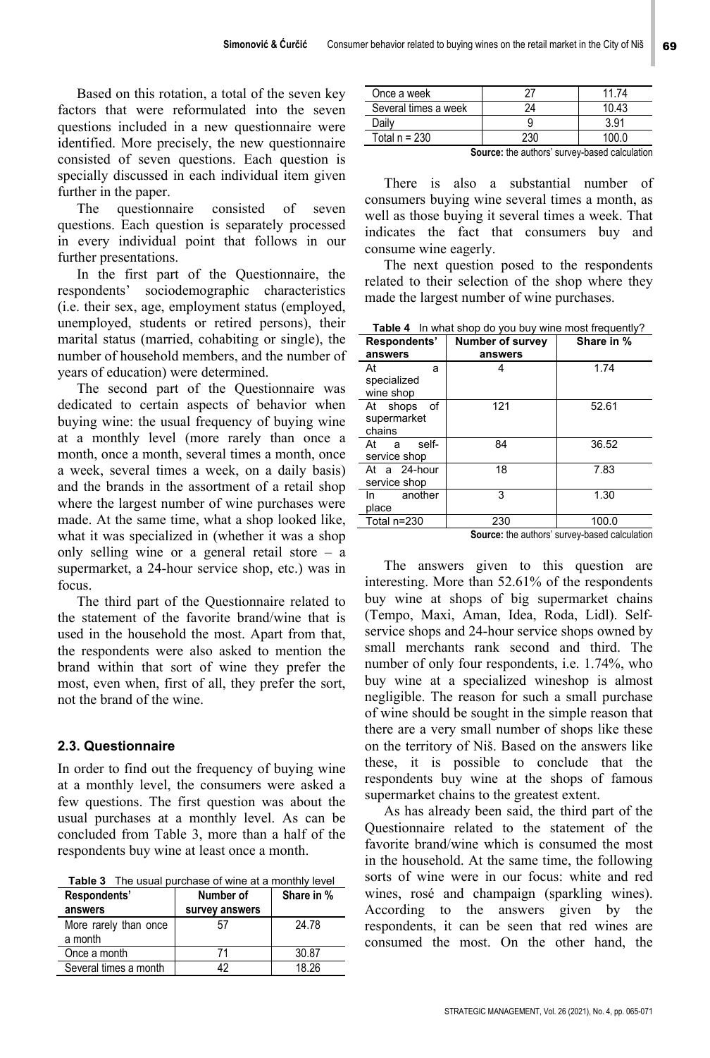Based on this rotation, a total of the seven key factors that were reformulated into the seven questions included in a new questionnaire were identified. More precisely, the new questionnaire consisted of seven questions. Each question is specially discussed in each individual item given further in the paper.

The questionnaire consisted of seven questions. Each question is separately processed in every individual point that follows in our further presentations.

In the first part of the Questionnaire, the respondents' sociodemographic characteristics (i.e. their sex, age, employment status (employed, unemployed, students or retired persons), their marital status (married, cohabiting or single), the number of household members, and the number of years of education) were determined.

The second part of the Questionnaire was dedicated to certain aspects of behavior when buying wine: the usual frequency of buying wine at a monthly level (more rarely than once a month, once a month, several times a month, once a week, several times a week, on a daily basis) and the brands in the assortment of a retail shop where the largest number of wine purchases were made. At the same time, what a shop looked like, what it was specialized in (whether it was a shop only selling wine or a general retail store – a supermarket, a 24-hour service shop, etc.) was in focus.

The third part of the Questionnaire related to the statement of the favorite brand/wine that is used in the household the most. Apart from that, the respondents were also asked to mention the brand within that sort of wine they prefer the most, even when, first of all, they prefer the sort, not the brand of the wine.

### 2.3. Questionnaire

In order to find out the frequency of buying wine at a monthly level, the consumers were asked a few questions. The first question was about the usual purchases at a monthly level. As can be concluded from Table 3, more than a half of the respondents buy wine at least once a month.

**Table 3** The usual purchase of wine at a monthly level

| Respondents' answers | Number of survey answers | Share in % |
|---|---|---|
| More rarely than once a month | 57 | 24.78 |
| Once a month | 71 | 30.87 |
| Several times a month | 42 | 18.26 |
| Once a week | 27 | 11.74 |
| Several times a week | 24 | 10.43 |
| Daily | 9 | 3.91 |
| Total n = 230 | 230 | 100.0 |

**Source:** the authors' survey-based calculation

There is also a substantial number of consumers buying wine several times a month, as well as those buying it several times a week. That indicates the fact that consumers buy and consume wine eagerly.

The next question posed to the respondents related to their selection of the shop where they made the largest number of wine purchases.

**Table 4** In what shop do you buy wine most frequently?

| Respondents' answers | Number of survey answers | Share in % |
|---|---|---|
| At a specialized wine shop | 4 | 1.74 |
| At shops of supermarket chains | 121 | 52.61 |
| At a self-service shop | 84 | 36.52 |
| At a 24-hour service shop | 18 | 7.83 |
| In another place | 3 | 1.30 |
| Total n=230 | 230 | 100.0 |

**Source:** the authors' survey-based calculation

The answers given to this question are interesting. More than 52.61% of the respondents buy wine at shops of big supermarket chains (Tempo, Maxi, Aman, Idea, Roda, Lidl). Self-service shops and 24-hour service shops owned by small merchants rank second and third. The number of only four respondents, i.e. 1.74%, who buy wine at a specialized wineshop is almost negligible. The reason for such a small purchase of wine should be sought in the simple reason that there are a very small number of shops like these on the territory of Niš. Based on the answers like these, it is possible to conclude that the respondents buy wine at the shops of famous supermarket chains to the greatest extent.

As has already been said, the third part of the Questionnaire related to the statement of the favorite brand/wine which is consumed the most in the household. At the same time, the following sorts of wine were in our focus: white and red wines, rosé and champaign (sparkling wines). According to the answers given by the respondents, it can be seen that red wines are consumed the most. On the other hand, the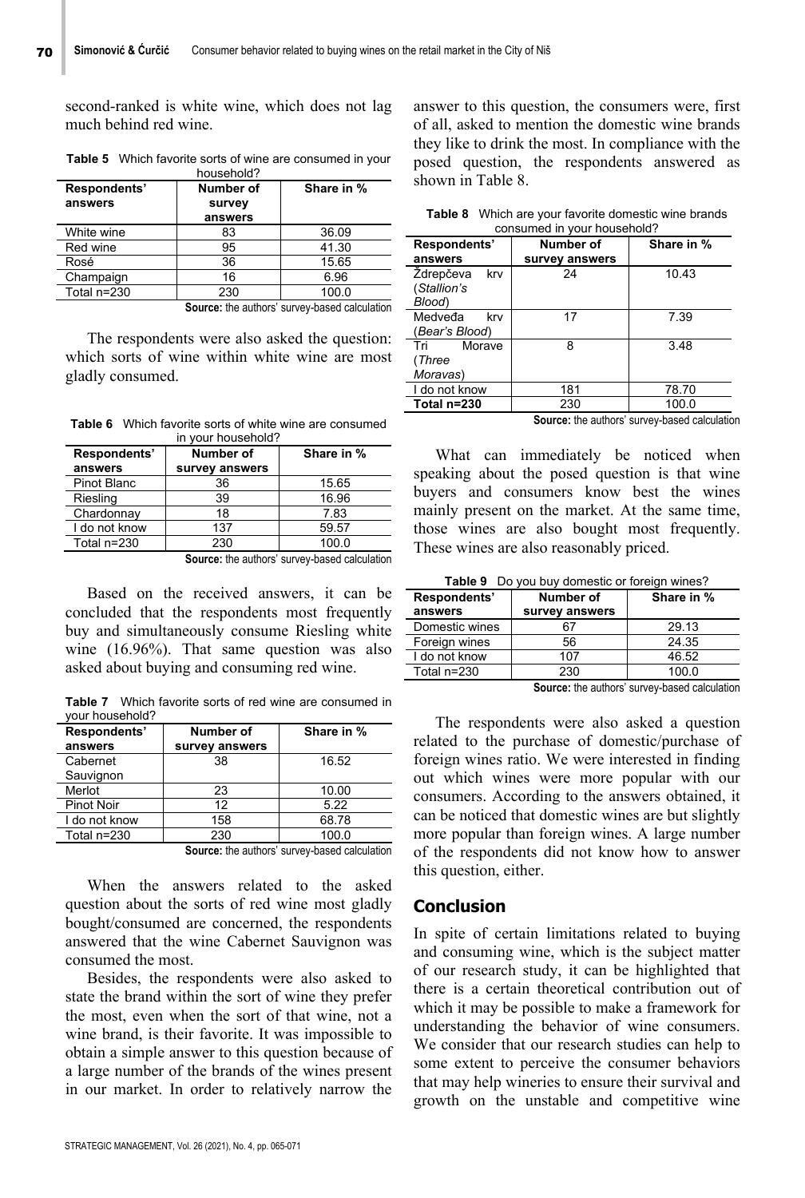second-ranked is white wine, which does not lag much behind red wine.

**Table 5** Which favorite sorts of wine are consumed in your household?

| Respondents' answers | Number of survey answers | Share in % |
|---|---|---|
| White wine | 83 | 36.09 |
| Red wine | 95 | 41.30 |
| Rosé | 36 | 15.65 |
| Champaign | 16 | 6.96 |
| Total n=230 | 230 | 100.0 |

**Source:** the authors' survey-based calculation

The respondents were also asked the question: which sorts of wine within white wine are most gladly consumed.

**Table 6** Which favorite sorts of white wine are consumed in your household?

| Respondents' answers | Number of survey answers | Share in % |
|---|---|---|
| Pinot Blanc | 36 | 15.65 |
| Riesling | 39 | 16.96 |
| Chardonnay | 18 | 7.83 |
| I do not know | 137 | 59.57 |
| Total n=230 | 230 | 100.0 |

**Source:** the authors' survey-based calculation

Based on the received answers, it can be concluded that the respondents most frequently buy and simultaneously consume Riesling white wine (16.96%). That same question was also asked about buying and consuming red wine.

**Table 7** Which favorite sorts of red wine are consumed in your household?

| Respondents' answers | Number of survey answers | Share in % |
|---|---|---|
| Cabernet Sauvignon | 38 | 16.52 |
| Merlot | 23 | 10.00 |
| Pinot Noir | 12 | 5.22 |
| I do not know | 158 | 68.78 |
| Total n=230 | 230 | 100.0 |

**Source:** the authors' survey-based calculation

When the answers related to the asked question about the sorts of red wine most gladly bought/consumed are concerned, the respondents answered that the wine Cabernet Sauvignon was consumed the most.

Besides, the respondents were also asked to state the brand within the sort of wine they prefer the most, even when the sort of that wine, not a wine brand, is their favorite. It was impossible to obtain a simple answer to this question because of a large number of the brands of the wines present in our market. In order to relatively narrow the answer to this question, the consumers were, first of all, asked to mention the domestic wine brands they like to drink the most. In compliance with the posed question, the respondents answered as shown in Table 8.

**Table 8** Which are your favorite domestic wine brands consumed in your household?

| Respondents' answers | Number of survey answers | Share in % |
|---|---|---|
| Ždrepčeva krv (*Stallion's Blood*) | 24 | 10.43 |
| Medveđa krv (*Bear's Blood*) | 17 | 7.39 |
| Tri Morave (*Three Moravas*) | 8 | 3.48 |
| I do not know | 181 | 78.70 |
| **Total n=230** | 230 | 100.0 |

**Source:** the authors' survey-based calculation

What can immediately be noticed when speaking about the posed question is that wine buyers and consumers know best the wines mainly present on the market. At the same time, those wines are also bought most frequently. These wines are also reasonably priced.

**Table 9** Do you buy domestic or foreign wines?

| Respondents' answers | Number of survey answers | Share in % |
|---|---|---|
| Domestic wines | 67 | 29.13 |
| Foreign wines | 56 | 24.35 |
| I do not know | 107 | 46.52 |
| Total n=230 | 230 | 100.0 |

**Source:** the authors' survey-based calculation

The respondents were also asked a question related to the purchase of domestic/purchase of foreign wines ratio. We were interested in finding out which wines were more popular with our consumers. According to the answers obtained, it can be noticed that domestic wines are but slightly more popular than foreign wines. A large number of the respondents did not know how to answer this question, either.

## Conclusion

In spite of certain limitations related to buying and consuming wine, which is the subject matter of our research study, it can be highlighted that there is a certain theoretical contribution out of which it may be possible to make a framework for understanding the behavior of wine consumers. We consider that our research studies can help to some extent to perceive the consumer behaviors that may help wineries to ensure their survival and growth on the unstable and competitive wine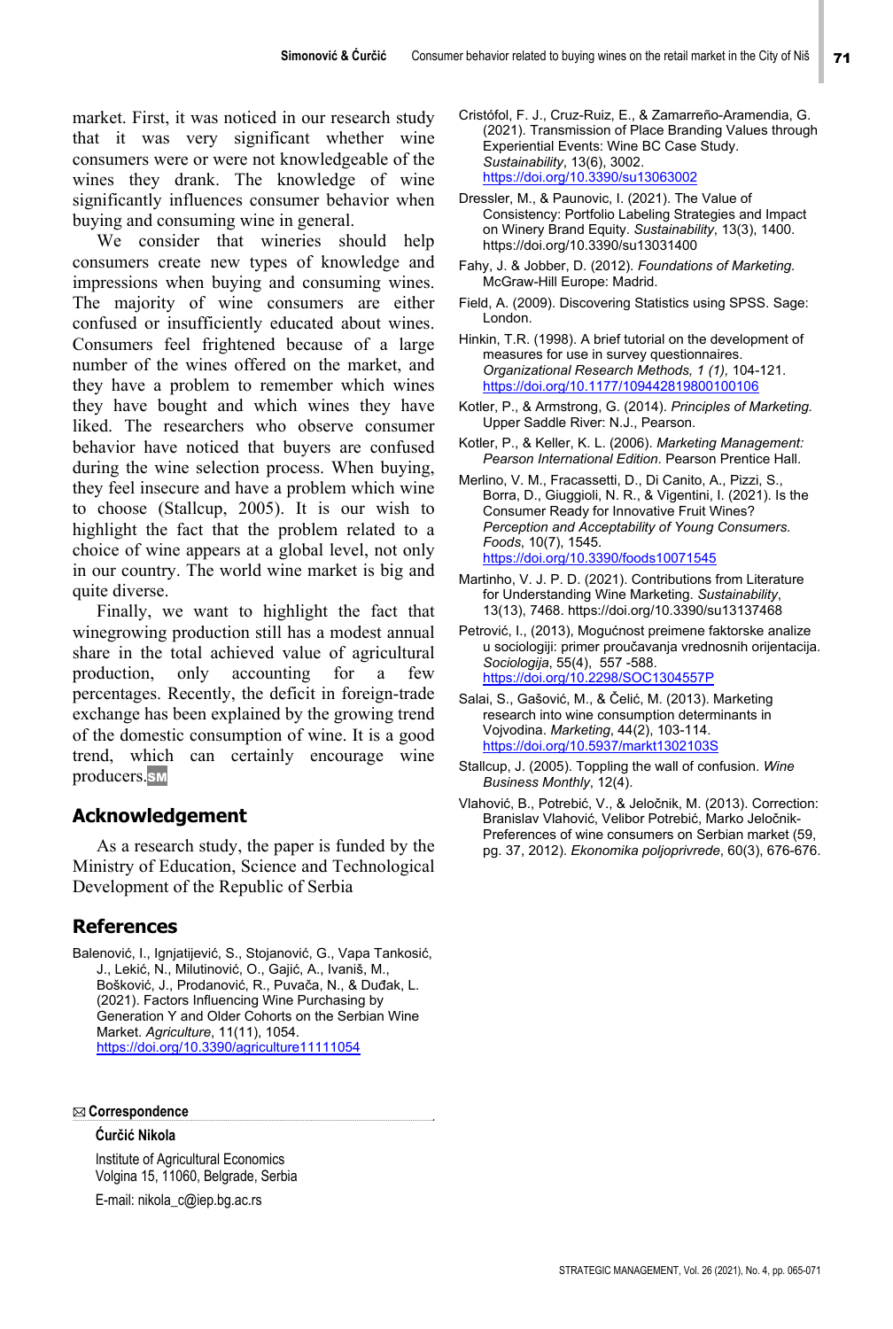market. First, it was noticed in our research study that it was very significant whether wine consumers were or were not knowledgeable of the wines they drank. The knowledge of wine significantly influences consumer behavior when buying and consuming wine in general.

We consider that wineries should help consumers create new types of knowledge and impressions when buying and consuming wines. The majority of wine consumers are either confused or insufficiently educated about wines. Consumers feel frightened because of a large number of the wines offered on the market, and they have a problem to remember which wines they have bought and which wines they have liked. The researchers who observe consumer behavior have noticed that buyers are confused during the wine selection process. When buying, they feel insecure and have a problem which wine to choose (Stallcup, 2005). It is our wish to highlight the fact that the problem related to a choice of wine appears at a global level, not only in our country. The world wine market is big and quite diverse.

Finally, we want to highlight the fact that winegrowing production still has a modest annual share in the total achieved value of agricultural production, only accounting for a few percentages. Recently, the deficit in foreign-trade exchange has been explained by the growing trend of the domestic consumption of wine. It is a good trend, which can certainly encourage wine producers.

## Acknowledgement

As a research study, the paper is funded by the Ministry of Education, Science and Technological Development of the Republic of Serbia

## References

Balenović, I., Ignjatijević, S., Stojanović, G., Vapa Tankosić, J., Lekić, N., Milutinović, O., Gajić, A., Ivaniš, M., Bošković, J., Prodanović, R., Puvača, N., & Duđak, L. (2021). Factors Influencing Wine Purchasing by Generation Y and Older Cohorts on the Serbian Wine Market. *Agriculture*, 11(11), 1054. https://doi.org/10.3390/agriculture11111054

Cristófol, F. J., Cruz-Ruiz, E., & Zamarreño-Aramendia, G. (2021). Transmission of Place Branding Values through Experiential Events: Wine BC Case Study. *Sustainability*, 13(6), 3002. https://doi.org/10.3390/su13063002

Dressler, M., & Paunovic, I. (2021). The Value of Consistency: Portfolio Labeling Strategies and Impact on Winery Brand Equity. *Sustainability*, 13(3), 1400. https://doi.org/10.3390/su13031400

Fahy, J. & Jobber, D. (2012). *Foundations of Marketing.* McGraw-Hill Europe: Madrid.

Field, A. (2009). Discovering Statistics using SPSS. Sage: London.

Hinkin, T.R. (1998). A brief tutorial on the development of measures for use in survey questionnaires. *Organizational Research Methods, 1 (1),* 104-121. https://doi.org/10.1177/109442819800100106

Kotler, P., & Armstrong, G. (2014). *Principles of Marketing.* Upper Saddle River: N.J., Pearson.

Kotler, P., & Keller, K. L. (2006). *Marketing Management: Pearson International Edition.* Pearson Prentice Hall.

Merlino, V. M., Fracassetti, D., Di Canito, A., Pizzi, S., Borra, D., Giuggioli, N. R., & Vigentini, I. (2021). Is the Consumer Ready for Innovative Fruit Wines? *Perception and Acceptability of Young Consumers. Foods*, 10(7), 1545. https://doi.org/10.3390/foods10071545

Martinho, V. J. P. D. (2021). Contributions from Literature for Understanding Wine Marketing. *Sustainability*, 13(13), 7468. https://doi.org/10.3390/su13137468

Petrović, I., (2013), Mogućnost preimene faktorske analize u sociologiji: primer proučavanja vrednosnih orijentacija. *Sociologija*, 55(4), 557 -588. https://doi.org/10.2298/SOC1304557P

Salai, S., Gašović, M., & Čelić, M. (2013). Marketing research into wine consumption determinants in Vojvodina. *Marketing*, 44(2), 103-114. https://doi.org/10.5937/markt1302103S

Stallcup, J. (2005). Toppling the wall of confusion. *Wine Business Monthly*, 12(4).

Vlahović, B., Potrebić, V., & Jeločnik, M. (2013). Correction: Branislav Vlahović, Velibor Potrebić, Marko Jeločnik- Preferences of wine consumers on Serbian market (59, pg. 37, 2012). *Ekonomika poljoprivrede*, 60(3), 676-676.

✉ **Correspondence**

**Ćurčić Nikola**

Institute of Agricultural Economics
Volgina 15, 11060, Belgrade, Serbia

E-mail: nikola_c@iep.bg.ac.rs